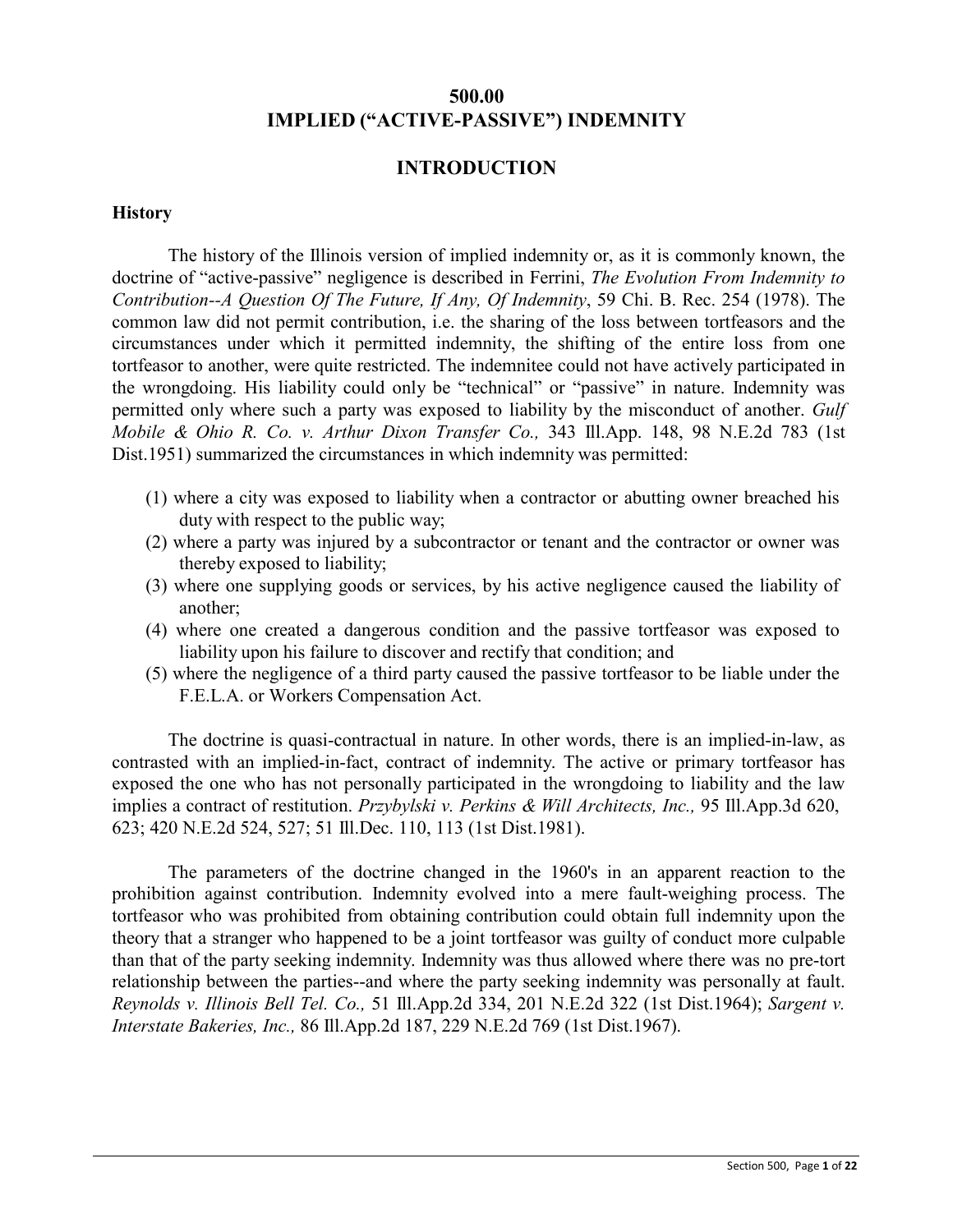# 500.00
# IMPLIED ("ACTIVE-PASSIVE") INDEMNITY

## INTRODUCTION

### History

The history of the Illinois version of implied indemnity or, as it is commonly known, the doctrine of "active-passive" negligence is described in Ferrini, *The Evolution From Indemnity to Contribution--A Question Of The Future, If Any, Of Indemnity*, 59 Chi. B. Rec. 254 (1978). The common law did not permit contribution, i.e. the sharing of the loss between tortfeasors and the circumstances under which it permitted indemnity, the shifting of the entire loss from one tortfeasor to another, were quite restricted. The indemnitee could not have actively participated in the wrongdoing. His liability could only be "technical" or "passive" in nature. Indemnity was permitted only where such a party was exposed to liability by the misconduct of another. *Gulf Mobile & Ohio R. Co. v. Arthur Dixon Transfer Co.,* 343 Ill.App. 148, 98 N.E.2d 783 (1st Dist.1951) summarized the circumstances in which indemnity was permitted:

(1) where a city was exposed to liability when a contractor or abutting owner breached his duty with respect to the public way;
(2) where a party was injured by a subcontractor or tenant and the contractor or owner was thereby exposed to liability;
(3) where one supplying goods or services, by his active negligence caused the liability of another;
(4) where one created a dangerous condition and the passive tortfeasor was exposed to liability upon his failure to discover and rectify that condition; and
(5) where the negligence of a third party caused the passive tortfeasor to be liable under the F.E.L.A. or Workers Compensation Act.

The doctrine is quasi-contractual in nature. In other words, there is an implied-in-law, as contrasted with an implied-in-fact, contract of indemnity. The active or primary tortfeasor has exposed the one who has not personally participated in the wrongdoing to liability and the law implies a contract of restitution. *Przybylski v. Perkins & Will Architects, Inc.,* 95 Ill.App.3d 620, 623; 420 N.E.2d 524, 527; 51 Ill.Dec. 110, 113 (1st Dist.1981).

The parameters of the doctrine changed in the 1960's in an apparent reaction to the prohibition against contribution. Indemnity evolved into a mere fault-weighing process. The tortfeasor who was prohibited from obtaining contribution could obtain full indemnity upon the theory that a stranger who happened to be a joint tortfeasor was guilty of conduct more culpable than that of the party seeking indemnity. Indemnity was thus allowed where there was no pre-tort relationship between the parties--and where the party seeking indemnity was personally at fault. *Reynolds v. Illinois Bell Tel. Co.,* 51 Ill.App.2d 334, 201 N.E.2d 322 (1st Dist.1964); *Sargent v. Interstate Bakeries, Inc.,* 86 Ill.App.2d 187, 229 N.E.2d 769 (1st Dist.1967).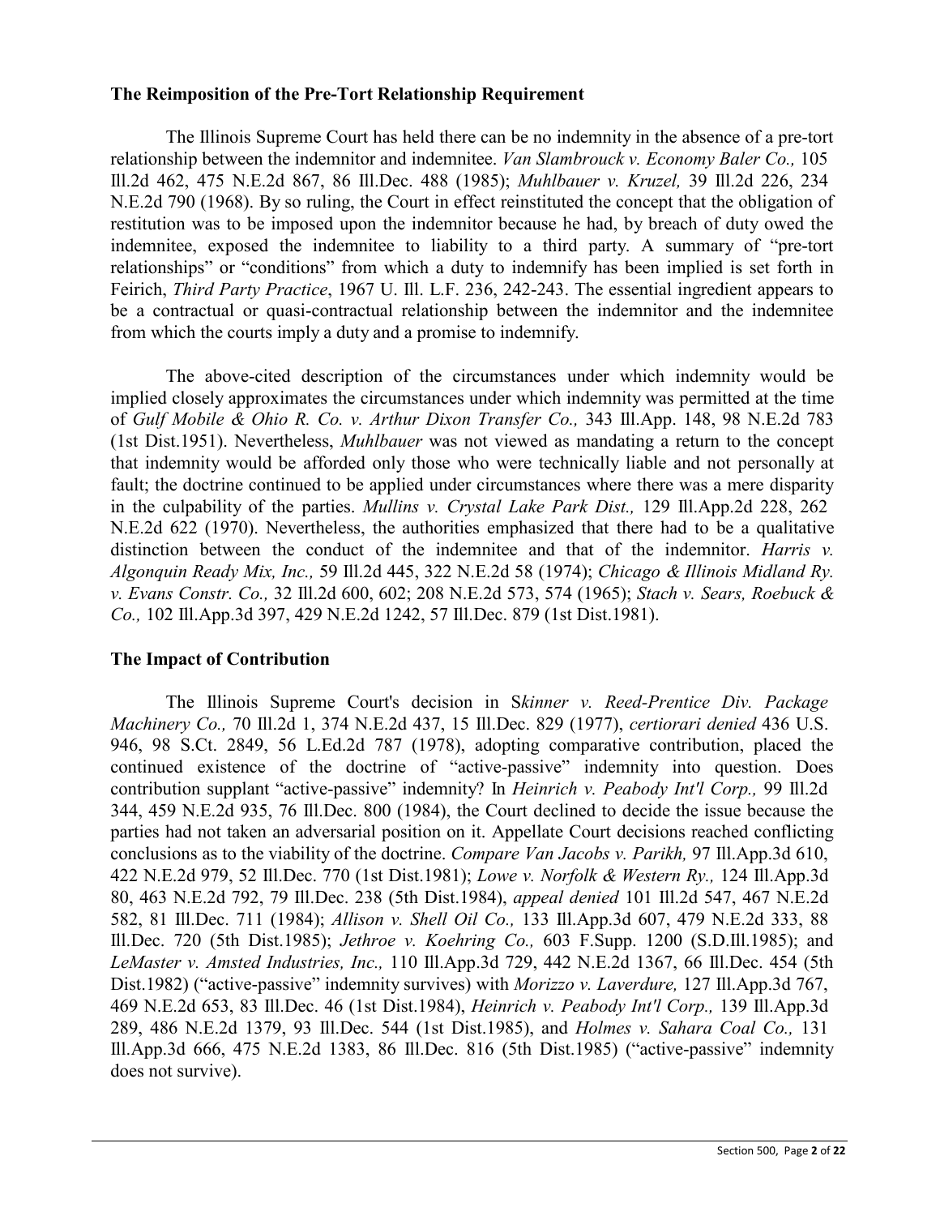### The Reimposition of the Pre-Tort Relationship Requirement

The Illinois Supreme Court has held there can be no indemnity in the absence of a pre-tort relationship between the indemnitor and indemnitee. *Van Slambrouck v. Economy Baler Co.,* 105 Ill.2d 462, 475 N.E.2d 867, 86 Ill.Dec. 488 (1985); *Muhlbauer v. Kruzel,* 39 Ill.2d 226, 234 N.E.2d 790 (1968). By so ruling, the Court in effect reinstituted the concept that the obligation of restitution was to be imposed upon the indemnitor because he had, by breach of duty owed the indemnitee, exposed the indemnitee to liability to a third party. A summary of "pre-tort relationships" or "conditions" from which a duty to indemnify has been implied is set forth in Feirich, *Third Party Practice*, 1967 U. Ill. L.F. 236, 242-243. The essential ingredient appears to be a contractual or quasi-contractual relationship between the indemnitor and the indemnitee from which the courts imply a duty and a promise to indemnify.

The above-cited description of the circumstances under which indemnity would be implied closely approximates the circumstances under which indemnity was permitted at the time of *Gulf Mobile & Ohio R. Co. v. Arthur Dixon Transfer Co.,* 343 Ill.App. 148, 98 N.E.2d 783 (1st Dist.1951). Nevertheless, *Muhlbauer* was not viewed as mandating a return to the concept that indemnity would be afforded only those who were technically liable and not personally at fault; the doctrine continued to be applied under circumstances where there was a mere disparity in the culpability of the parties. *Mullins v. Crystal Lake Park Dist.,* 129 Ill.App.2d 228, 262 N.E.2d 622 (1970). Nevertheless, the authorities emphasized that there had to be a qualitative distinction between the conduct of the indemnitee and that of the indemnitor. *Harris v. Algonquin Ready Mix, Inc.,* 59 Ill.2d 445, 322 N.E.2d 58 (1974); *Chicago & Illinois Midland Ry. v. Evans Constr. Co.,* 32 Ill.2d 600, 602; 208 N.E.2d 573, 574 (1965); *Stach v. Sears, Roebuck & Co.,* 102 Ill.App.3d 397, 429 N.E.2d 1242, 57 Ill.Dec. 879 (1st Dist.1981).

### The Impact of Contribution

The Illinois Supreme Court's decision in S*kinner v. Reed-Prentice Div. Package Machinery Co.,* 70 Ill.2d 1, 374 N.E.2d 437, 15 Ill.Dec. 829 (1977), *certiorari denied* 436 U.S. 946, 98 S.Ct. 2849, 56 L.Ed.2d 787 (1978), adopting comparative contribution, placed the continued existence of the doctrine of "active-passive" indemnity into question. Does contribution supplant "active-passive" indemnity? In *Heinrich v. Peabody Int'l Corp.,* 99 Ill.2d 344, 459 N.E.2d 935, 76 Ill.Dec. 800 (1984), the Court declined to decide the issue because the parties had not taken an adversarial position on it. Appellate Court decisions reached conflicting conclusions as to the viability of the doctrine. *Compare Van Jacobs v. Parikh,* 97 Ill.App.3d 610, 422 N.E.2d 979, 52 Ill.Dec. 770 (1st Dist.1981); *Lowe v. Norfolk & Western Ry.,* 124 Ill.App.3d 80, 463 N.E.2d 792, 79 Ill.Dec. 238 (5th Dist.1984), *appeal denied* 101 Ill.2d 547, 467 N.E.2d 582, 81 Ill.Dec. 711 (1984); *Allison v. Shell Oil Co.,* 133 Ill.App.3d 607, 479 N.E.2d 333, 88 Ill.Dec. 720 (5th Dist.1985); *Jethroe v. Koehring Co.,* 603 F.Supp. 1200 (S.D.Ill.1985); and *LeMaster v. Amsted Industries, Inc.,* 110 Ill.App.3d 729, 442 N.E.2d 1367, 66 Ill.Dec. 454 (5th Dist.1982) ("active-passive" indemnity survives) with *Morizzo v. Laverdure,* 127 Ill.App.3d 767, 469 N.E.2d 653, 83 Ill.Dec. 46 (1st Dist.1984), *Heinrich v. Peabody Int'l Corp.,* 139 Ill.App.3d 289, 486 N.E.2d 1379, 93 Ill.Dec. 544 (1st Dist.1985), and *Holmes v. Sahara Coal Co.,* 131 Ill.App.3d 666, 475 N.E.2d 1383, 86 Ill.Dec. 816 (5th Dist.1985) ("active-passive" indemnity does not survive).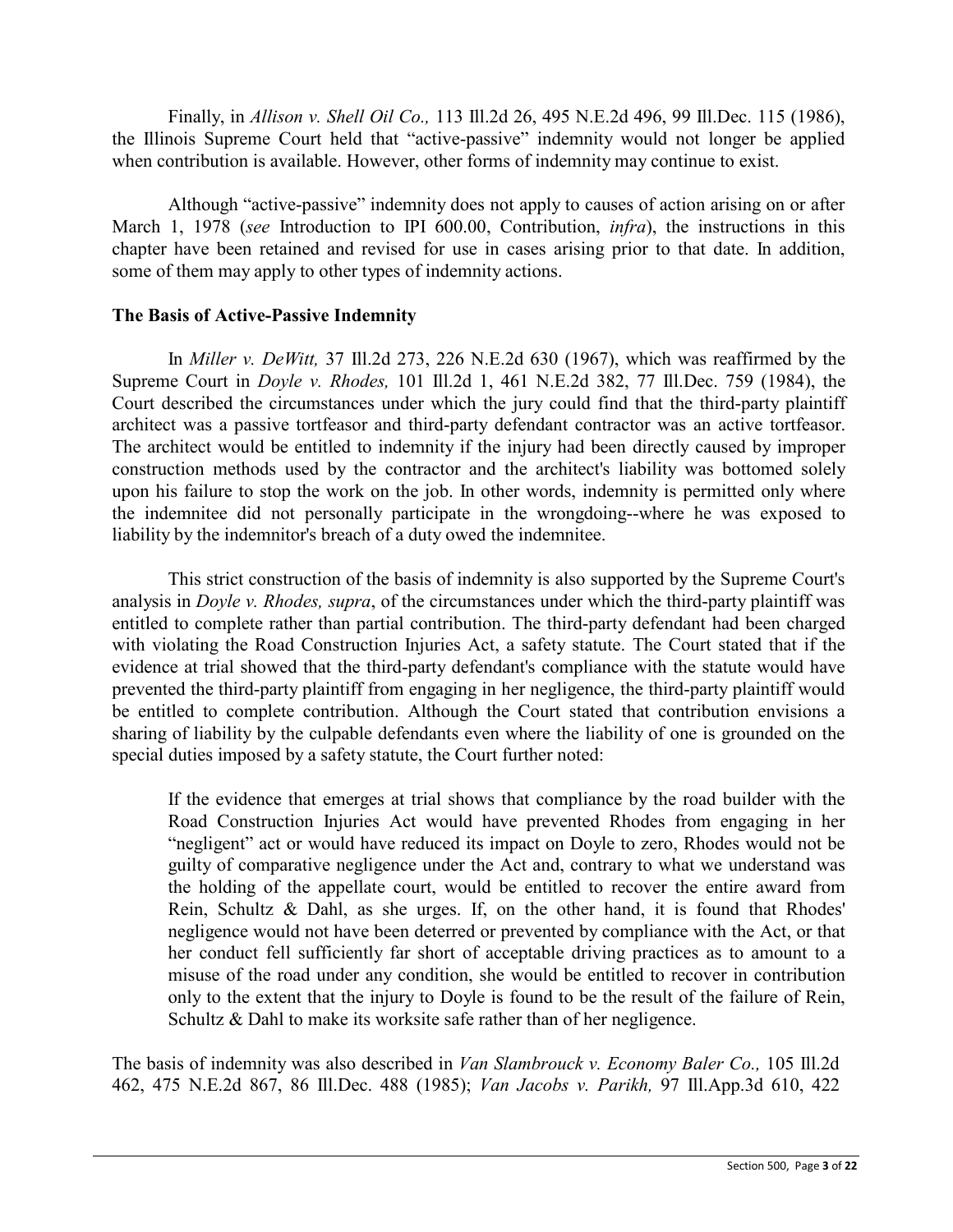Finally, in *Allison v. Shell Oil Co.,* 113 Ill.2d 26, 495 N.E.2d 496, 99 Ill.Dec. 115 (1986), the Illinois Supreme Court held that "active-passive" indemnity would not longer be applied when contribution is available. However, other forms of indemnity may continue to exist.

Although "active-passive" indemnity does not apply to causes of action arising on or after March 1, 1978 (*see* Introduction to IPI 600.00, Contribution, *infra*), the instructions in this chapter have been retained and revised for use in cases arising prior to that date. In addition, some of them may apply to other types of indemnity actions.

**The Basis of Active-Passive Indemnity**

In *Miller v. DeWitt,* 37 Ill.2d 273, 226 N.E.2d 630 (1967), which was reaffirmed by the Supreme Court in *Doyle v. Rhodes,* 101 Ill.2d 1, 461 N.E.2d 382, 77 Ill.Dec. 759 (1984), the Court described the circumstances under which the jury could find that the third-party plaintiff architect was a passive tortfeasor and third-party defendant contractor was an active tortfeasor. The architect would be entitled to indemnity if the injury had been directly caused by improper construction methods used by the contractor and the architect's liability was bottomed solely upon his failure to stop the work on the job. In other words, indemnity is permitted only where the indemnitee did not personally participate in the wrongdoing--where he was exposed to liability by the indemnitor's breach of a duty owed the indemnitee.

This strict construction of the basis of indemnity is also supported by the Supreme Court's analysis in *Doyle v. Rhodes, supra*, of the circumstances under which the third-party plaintiff was entitled to complete rather than partial contribution. The third-party defendant had been charged with violating the Road Construction Injuries Act, a safety statute. The Court stated that if the evidence at trial showed that the third-party defendant's compliance with the statute would have prevented the third-party plaintiff from engaging in her negligence, the third-party plaintiff would be entitled to complete contribution. Although the Court stated that contribution envisions a sharing of liability by the culpable defendants even where the liability of one is grounded on the special duties imposed by a safety statute, the Court further noted:

> If the evidence that emerges at trial shows that compliance by the road builder with the Road Construction Injuries Act would have prevented Rhodes from engaging in her "negligent" act or would have reduced its impact on Doyle to zero, Rhodes would not be guilty of comparative negligence under the Act and, contrary to what we understand was the holding of the appellate court, would be entitled to recover the entire award from Rein, Schultz & Dahl, as she urges. If, on the other hand, it is found that Rhodes' negligence would not have been deterred or prevented by compliance with the Act, or that her conduct fell sufficiently far short of acceptable driving practices as to amount to a misuse of the road under any condition, she would be entitled to recover in contribution only to the extent that the injury to Doyle is found to be the result of the failure of Rein, Schultz & Dahl to make its worksite safe rather than of her negligence.

The basis of indemnity was also described in *Van Slambrouck v. Economy Baler Co.,* 105 Ill.2d 462, 475 N.E.2d 867, 86 Ill.Dec. 488 (1985); *Van Jacobs v. Parikh,* 97 Ill.App.3d 610, 422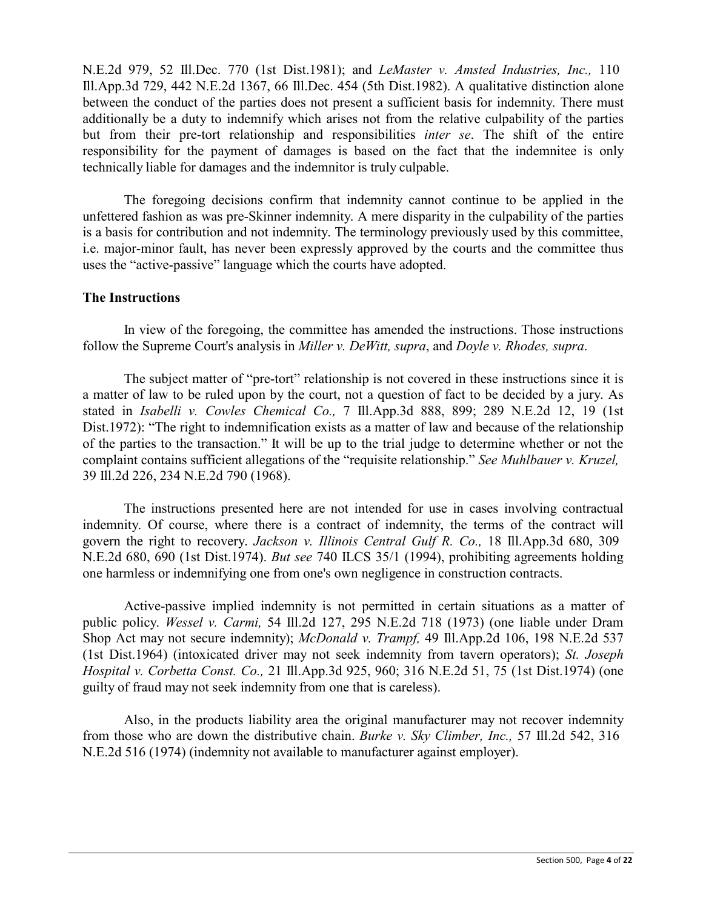N.E.2d 979, 52 Ill.Dec. 770 (1st Dist.1981); and *LeMaster v. Amsted Industries, Inc.,* 110 Ill.App.3d 729, 442 N.E.2d 1367, 66 Ill.Dec. 454 (5th Dist.1982). A qualitative distinction alone between the conduct of the parties does not present a sufficient basis for indemnity. There must additionally be a duty to indemnify which arises not from the relative culpability of the parties but from their pre-tort relationship and responsibilities *inter se*. The shift of the entire responsibility for the payment of damages is based on the fact that the indemnitee is only technically liable for damages and the indemnitor is truly culpable.

The foregoing decisions confirm that indemnity cannot continue to be applied in the unfettered fashion as was pre-Skinner indemnity. A mere disparity in the culpability of the parties is a basis for contribution and not indemnity. The terminology previously used by this committee, i.e. major-minor fault, has never been expressly approved by the courts and the committee thus uses the "active-passive" language which the courts have adopted.

**The Instructions**

In view of the foregoing, the committee has amended the instructions. Those instructions follow the Supreme Court's analysis in *Miller v. DeWitt, supra*, and *Doyle v. Rhodes, supra*.

The subject matter of "pre-tort" relationship is not covered in these instructions since it is a matter of law to be ruled upon by the court, not a question of fact to be decided by a jury. As stated in *Isabelli v. Cowles Chemical Co.,* 7 Ill.App.3d 888, 899; 289 N.E.2d 12, 19 (1st Dist.1972): "The right to indemnification exists as a matter of law and because of the relationship of the parties to the transaction." It will be up to the trial judge to determine whether or not the complaint contains sufficient allegations of the "requisite relationship." *See Muhlbauer v. Kruzel,* 39 Ill.2d 226, 234 N.E.2d 790 (1968).

The instructions presented here are not intended for use in cases involving contractual indemnity. Of course, where there is a contract of indemnity, the terms of the contract will govern the right to recovery. *Jackson v. Illinois Central Gulf R. Co.,* 18 Ill.App.3d 680, 309 N.E.2d 680, 690 (1st Dist.1974). *But see* 740 ILCS 35/1 (1994), prohibiting agreements holding one harmless or indemnifying one from one's own negligence in construction contracts.

Active-passive implied indemnity is not permitted in certain situations as a matter of public policy. *Wessel v. Carmi,* 54 Ill.2d 127, 295 N.E.2d 718 (1973) (one liable under Dram Shop Act may not secure indemnity); *McDonald v. Trampf,* 49 Ill.App.2d 106, 198 N.E.2d 537 (1st Dist.1964) (intoxicated driver may not seek indemnity from tavern operators); *St. Joseph Hospital v. Corbetta Const. Co.,* 21 Ill.App.3d 925, 960; 316 N.E.2d 51, 75 (1st Dist.1974) (one guilty of fraud may not seek indemnity from one that is careless).

Also, in the products liability area the original manufacturer may not recover indemnity from those who are down the distributive chain. *Burke v. Sky Climber, Inc.,* 57 Ill.2d 542, 316 N.E.2d 516 (1974) (indemnity not available to manufacturer against employer).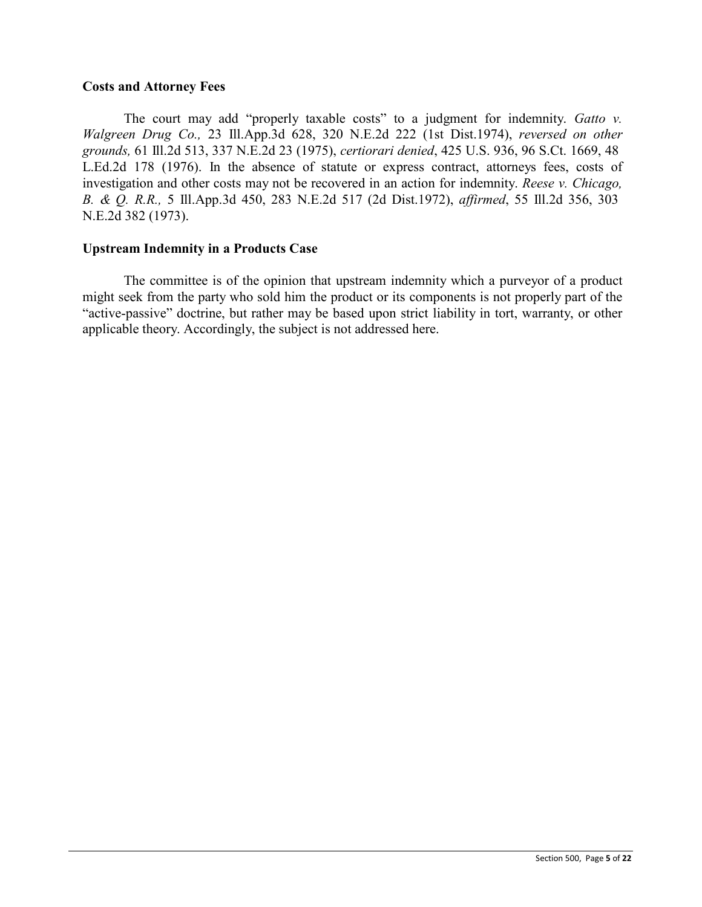**Costs and Attorney Fees**

The court may add "properly taxable costs" to a judgment for indemnity. *Gatto v. Walgreen Drug Co.,* 23 Ill.App.3d 628, 320 N.E.2d 222 (1st Dist.1974), *reversed on other grounds,* 61 Ill.2d 513, 337 N.E.2d 23 (1975), *certiorari denied*, 425 U.S. 936, 96 S.Ct. 1669, 48 L.Ed.2d 178 (1976). In the absence of statute or express contract, attorneys fees, costs of investigation and other costs may not be recovered in an action for indemnity. *Reese v. Chicago, B. & Q. R.R.,* 5 Ill.App.3d 450, 283 N.E.2d 517 (2d Dist.1972), *affirmed*, 55 Ill.2d 356, 303 N.E.2d 382 (1973).

**Upstream Indemnity in a Products Case**

The committee is of the opinion that upstream indemnity which a purveyor of a product might seek from the party who sold him the product or its components is not properly part of the "active-passive" doctrine, but rather may be based upon strict liability in tort, warranty, or other applicable theory. Accordingly, the subject is not addressed here.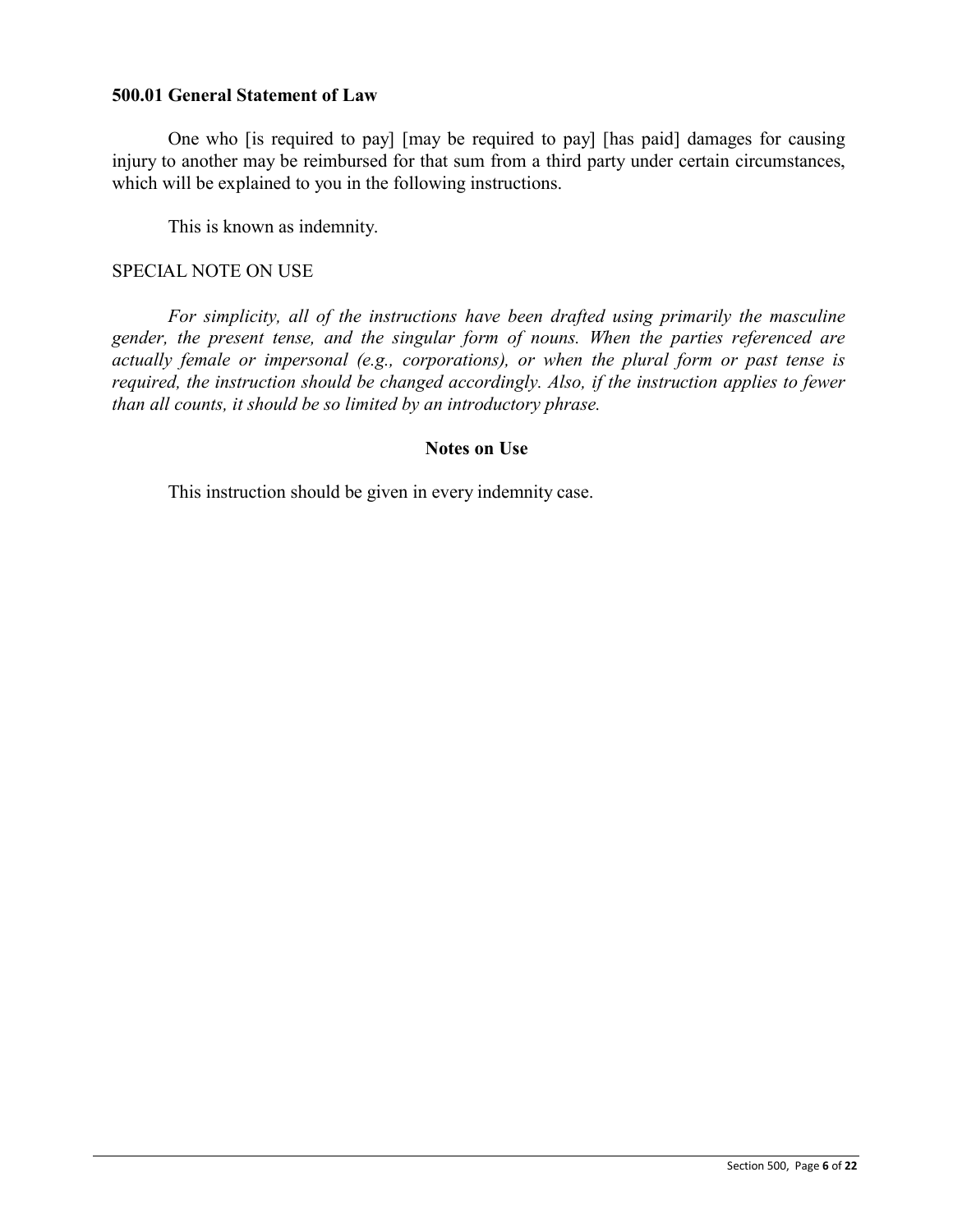**500.01 General Statement of Law**

One who [is required to pay] [may be required to pay] [has paid] damages for causing injury to another may be reimbursed for that sum from a third party under certain circumstances, which will be explained to you in the following instructions.

This is known as indemnity.

SPECIAL NOTE ON USE

*For simplicity, all of the instructions have been drafted using primarily the masculine gender, the present tense, and the singular form of nouns. When the parties referenced are actually female or impersonal (e.g., corporations), or when the plural form or past tense is required, the instruction should be changed accordingly. Also, if the instruction applies to fewer than all counts, it should be so limited by an introductory phrase.*

**Notes on Use**

This instruction should be given in every indemnity case.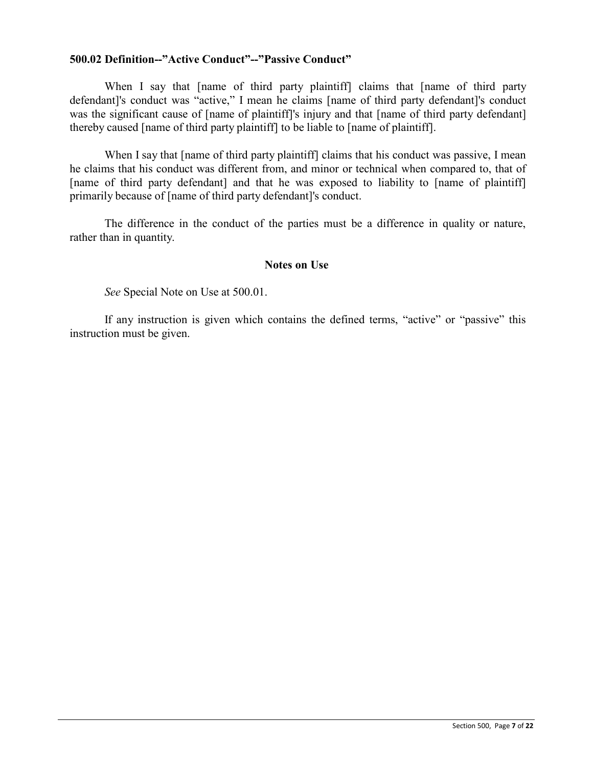### 500.02 Definition--"Active Conduct"--"Passive Conduct"

When I say that [name of third party plaintiff] claims that [name of third party defendant]'s conduct was "active," I mean he claims [name of third party defendant]'s conduct was the significant cause of [name of plaintiff]'s injury and that [name of third party defendant] thereby caused [name of third party plaintiff] to be liable to [name of plaintiff].

When I say that [name of third party plaintiff] claims that his conduct was passive, I mean he claims that his conduct was different from, and minor or technical when compared to, that of [name of third party defendant] and that he was exposed to liability to [name of plaintiff] primarily because of [name of third party defendant]'s conduct.

The difference in the conduct of the parties must be a difference in quality or nature, rather than in quantity.

**Notes on Use**

*See* Special Note on Use at 500.01.

If any instruction is given which contains the defined terms, "active" or "passive" this instruction must be given.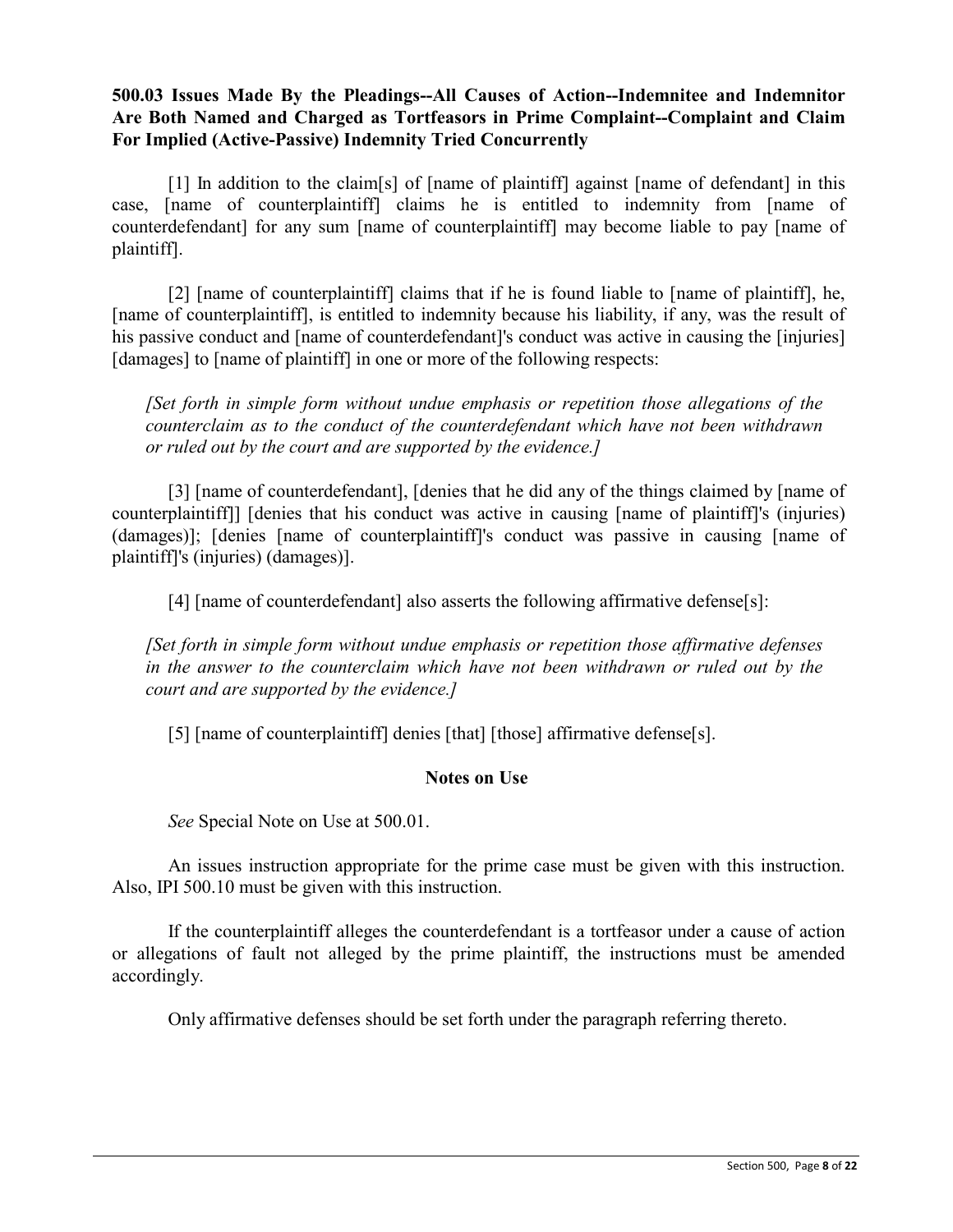**500.03 Issues Made By the Pleadings--All Causes of Action--Indemnitee and Indemnitor Are Both Named and Charged as Tortfeasors in Prime Complaint--Complaint and Claim For Implied (Active-Passive) Indemnity Tried Concurrently**

[1] In addition to the claim[s] of [name of plaintiff] against [name of defendant] in this case, [name of counterplaintiff] claims he is entitled to indemnity from [name of counterdefendant] for any sum [name of counterplaintiff] may become liable to pay [name of plaintiff].

[2] [name of counterplaintiff] claims that if he is found liable to [name of plaintiff], he, [name of counterplaintiff], is entitled to indemnity because his liability, if any, was the result of his passive conduct and [name of counterdefendant]'s conduct was active in causing the [injuries] [damages] to [name of plaintiff] in one or more of the following respects:

> *[Set forth in simple form without undue emphasis or repetition those allegations of the counterclaim as to the conduct of the counterdefendant which have not been withdrawn or ruled out by the court and are supported by the evidence.]*

[3] [name of counterdefendant], [denies that he did any of the things claimed by [name of counterplaintiff]] [denies that his conduct was active in causing [name of plaintiff]'s (injuries) (damages)]; [denies [name of counterplaintiff]'s conduct was passive in causing [name of plaintiff]'s (injuries) (damages)].

[4] [name of counterdefendant] also asserts the following affirmative defense[s]:

> *[Set forth in simple form without undue emphasis or repetition those affirmative defenses in the answer to the counterclaim which have not been withdrawn or ruled out by the court and are supported by the evidence.]*

[5] [name of counterplaintiff] denies [that] [those] affirmative defense[s].

**Notes on Use**

*See* Special Note on Use at 500.01.

An issues instruction appropriate for the prime case must be given with this instruction. Also, IPI 500.10 must be given with this instruction.

If the counterplaintiff alleges the counterdefendant is a tortfeasor under a cause of action or allegations of fault not alleged by the prime plaintiff, the instructions must be amended accordingly.

Only affirmative defenses should be set forth under the paragraph referring thereto.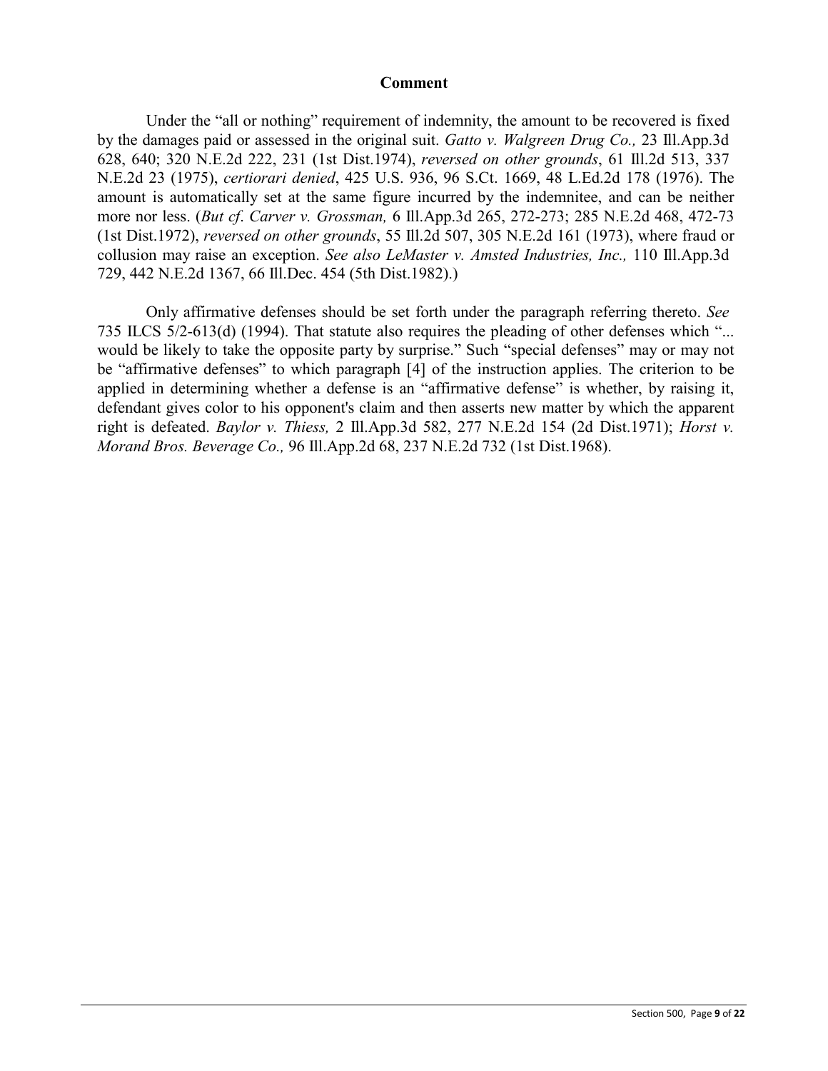## Comment

Under the "all or nothing" requirement of indemnity, the amount to be recovered is fixed by the damages paid or assessed in the original suit. *Gatto v. Walgreen Drug Co.,* 23 Ill.App.3d 628, 640; 320 N.E.2d 222, 231 (1st Dist.1974), *reversed on other grounds*, 61 Ill.2d 513, 337 N.E.2d 23 (1975), *certiorari denied*, 425 U.S. 936, 96 S.Ct. 1669, 48 L.Ed.2d 178 (1976). The amount is automatically set at the same figure incurred by the indemnitee, and can be neither more nor less. (*But cf*. *Carver v. Grossman,* 6 Ill.App.3d 265, 272-273; 285 N.E.2d 468, 472-73 (1st Dist.1972), *reversed on other grounds*, 55 Ill.2d 507, 305 N.E.2d 161 (1973), where fraud or collusion may raise an exception. *See also LeMaster v. Amsted Industries, Inc.,* 110 Ill.App.3d 729, 442 N.E.2d 1367, 66 Ill.Dec. 454 (5th Dist.1982).)

Only affirmative defenses should be set forth under the paragraph referring thereto. *See* 735 ILCS 5/2-613(d) (1994). That statute also requires the pleading of other defenses which "... would be likely to take the opposite party by surprise." Such "special defenses" may or may not be "affirmative defenses" to which paragraph [4] of the instruction applies. The criterion to be applied in determining whether a defense is an "affirmative defense" is whether, by raising it, defendant gives color to his opponent's claim and then asserts new matter by which the apparent right is defeated. *Baylor v. Thiess,* 2 Ill.App.3d 582, 277 N.E.2d 154 (2d Dist.1971); *Horst v. Morand Bros. Beverage Co.,* 96 Ill.App.2d 68, 237 N.E.2d 732 (1st Dist.1968).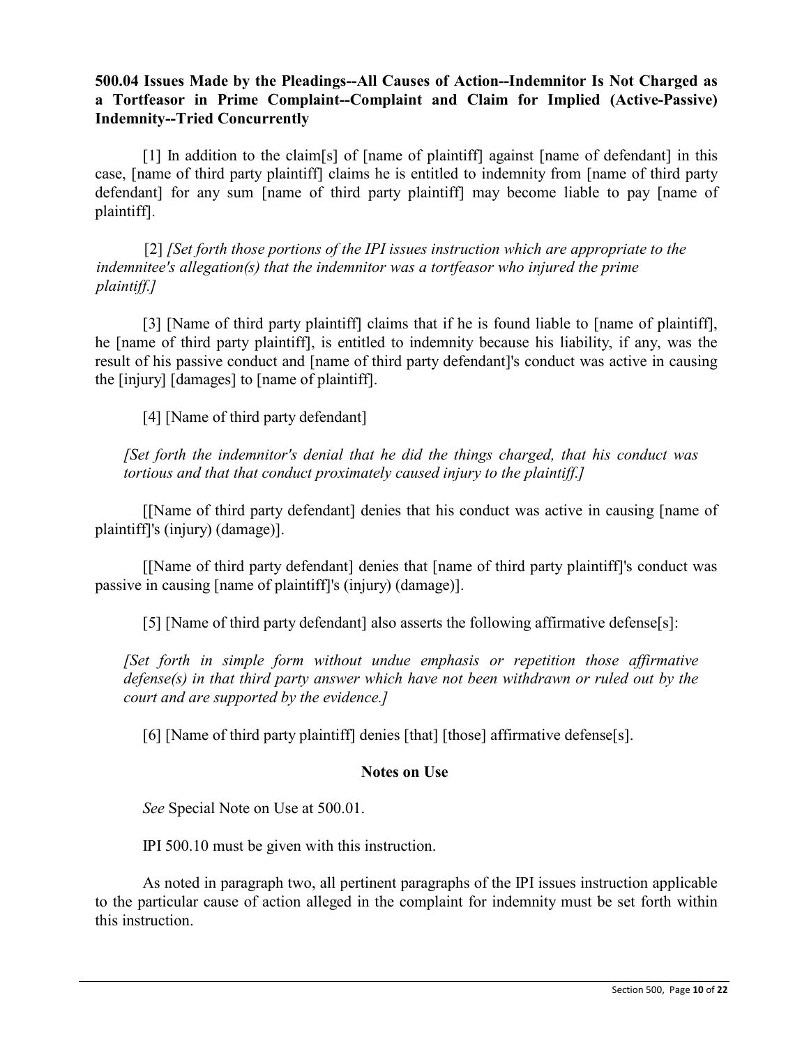**500.04 Issues Made by the Pleadings--All Causes of Action--Indemnitor Is Not Charged as a Tortfeasor in Prime Complaint--Complaint and Claim for Implied (Active-Passive) Indemnity--Tried Concurrently**

[1] In addition to the claim[s] of [name of plaintiff] against [name of defendant] in this case, [name of third party plaintiff] claims he is entitled to indemnity from [name of third party defendant] for any sum [name of third party plaintiff] may become liable to pay [name of plaintiff].

[2] *[Set forth those portions of the IPI issues instruction which are appropriate to the indemnitee's allegation(s) that the indemnitor was a tortfeasor who injured the prime plaintiff.]*

[3] [Name of third party plaintiff] claims that if he is found liable to [name of plaintiff], he [name of third party plaintiff], is entitled to indemnity because his liability, if any, was the result of his passive conduct and [name of third party defendant]'s conduct was active in causing the [injury] [damages] to [name of plaintiff].

[4] [Name of third party defendant]

*[Set forth the indemnitor's denial that he did the things charged, that his conduct was tortious and that that conduct proximately caused injury to the plaintiff.]*

[[Name of third party defendant] denies that his conduct was active in causing [name of plaintiff]'s (injury) (damage)].

[[Name of third party defendant] denies that [name of third party plaintiff]'s conduct was passive in causing [name of plaintiff]'s (injury) (damage)].

[5] [Name of third party defendant] also asserts the following affirmative defense[s]:

*[Set forth in simple form without undue emphasis or repetition those affirmative defense(s) in that third party answer which have not been withdrawn or ruled out by the court and are supported by the evidence.]*

[6] [Name of third party plaintiff] denies [that] [those] affirmative defense[s].

## Notes on Use

*See* Special Note on Use at 500.01.

IPI 500.10 must be given with this instruction.

As noted in paragraph two, all pertinent paragraphs of the IPI issues instruction applicable to the particular cause of action alleged in the complaint for indemnity must be set forth within this instruction.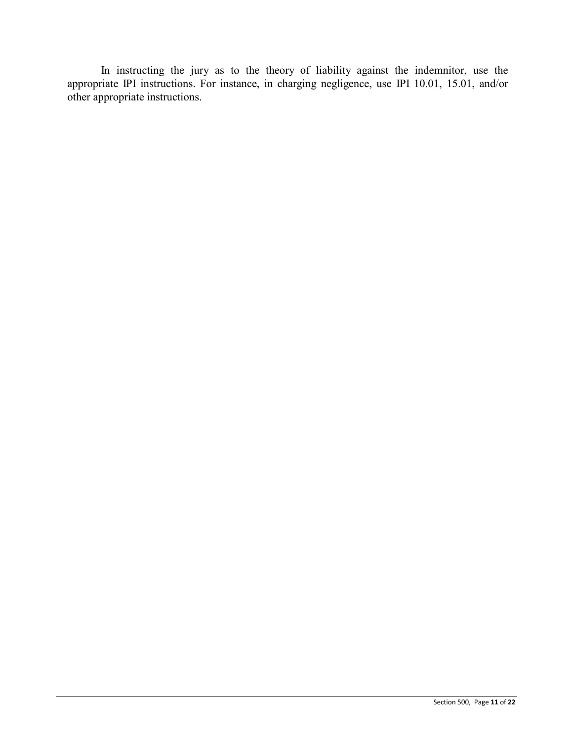In instructing the jury as to the theory of liability against the indemnitor, use the appropriate IPI instructions. For instance, in charging negligence, use IPI 10.01, 15.01, and/or other appropriate instructions.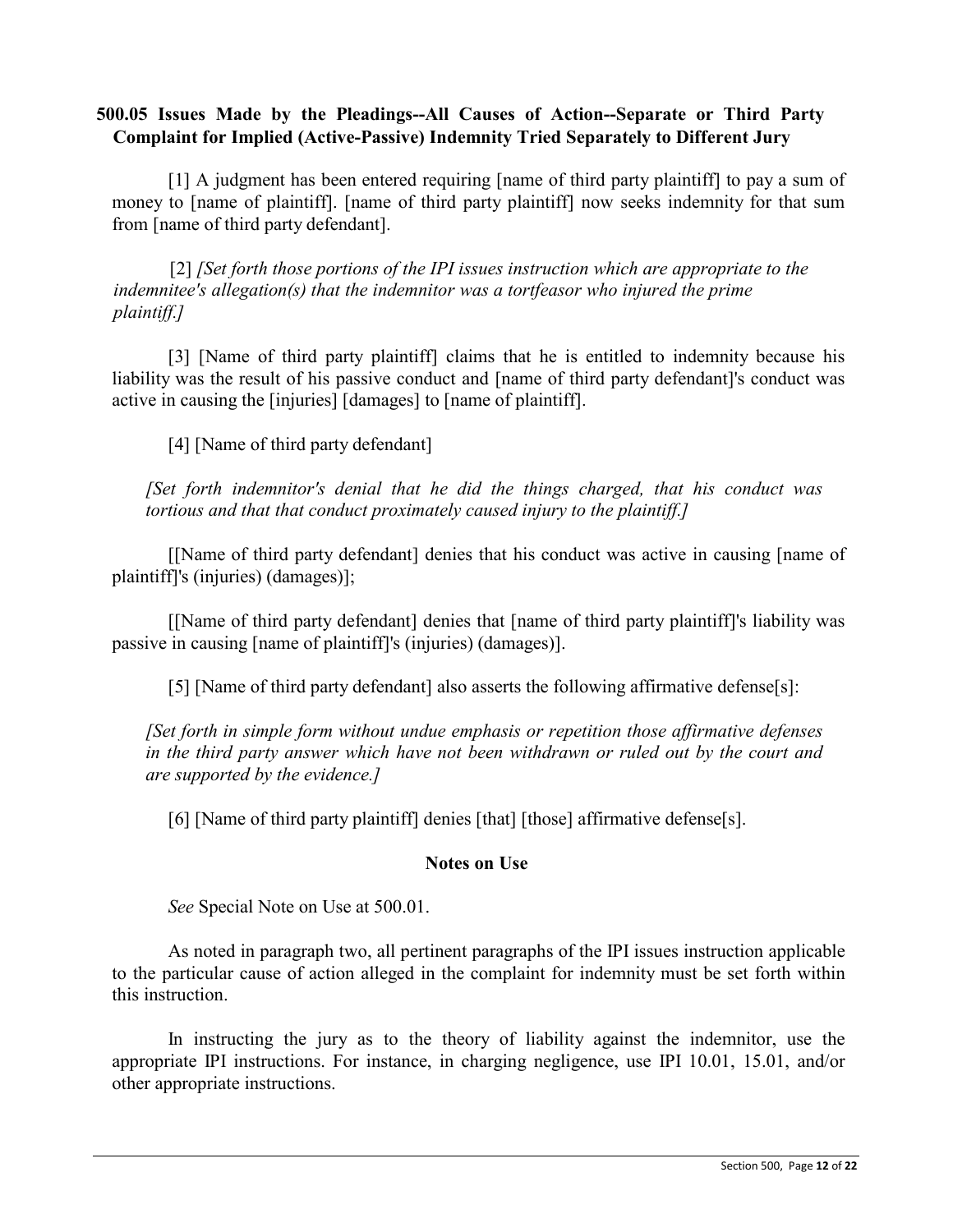**500.05 Issues Made by the Pleadings--All Causes of Action--Separate or Third Party Complaint for Implied (Active-Passive) Indemnity Tried Separately to Different Jury**

[1] A judgment has been entered requiring [name of third party plaintiff] to pay a sum of money to [name of plaintiff]. [name of third party plaintiff] now seeks indemnity for that sum from [name of third party defendant].

[2] *[Set forth those portions of the IPI issues instruction which are appropriate to the indemnitee's allegation(s) that the indemnitor was a tortfeasor who injured the prime plaintiff.]*

[3] [Name of third party plaintiff] claims that he is entitled to indemnity because his liability was the result of his passive conduct and [name of third party defendant]'s conduct was active in causing the [injuries] [damages] to [name of plaintiff].

[4] [Name of third party defendant]

*[Set forth indemnitor's denial that he did the things charged, that his conduct was tortious and that that conduct proximately caused injury to the plaintiff.]*

[[Name of third party defendant] denies that his conduct was active in causing [name of plaintiff]'s (injuries) (damages)];

[[Name of third party defendant] denies that [name of third party plaintiff]'s liability was passive in causing [name of plaintiff]'s (injuries) (damages)].

[5] [Name of third party defendant] also asserts the following affirmative defense[s]:

*[Set forth in simple form without undue emphasis or repetition those affirmative defenses in the third party answer which have not been withdrawn or ruled out by the court and are supported by the evidence.]*

[6] [Name of third party plaintiff] denies [that] [those] affirmative defense[s].

**Notes on Use**

*See* Special Note on Use at 500.01.

As noted in paragraph two, all pertinent paragraphs of the IPI issues instruction applicable to the particular cause of action alleged in the complaint for indemnity must be set forth within this instruction.

In instructing the jury as to the theory of liability against the indemnitor, use the appropriate IPI instructions. For instance, in charging negligence, use IPI 10.01, 15.01, and/or other appropriate instructions.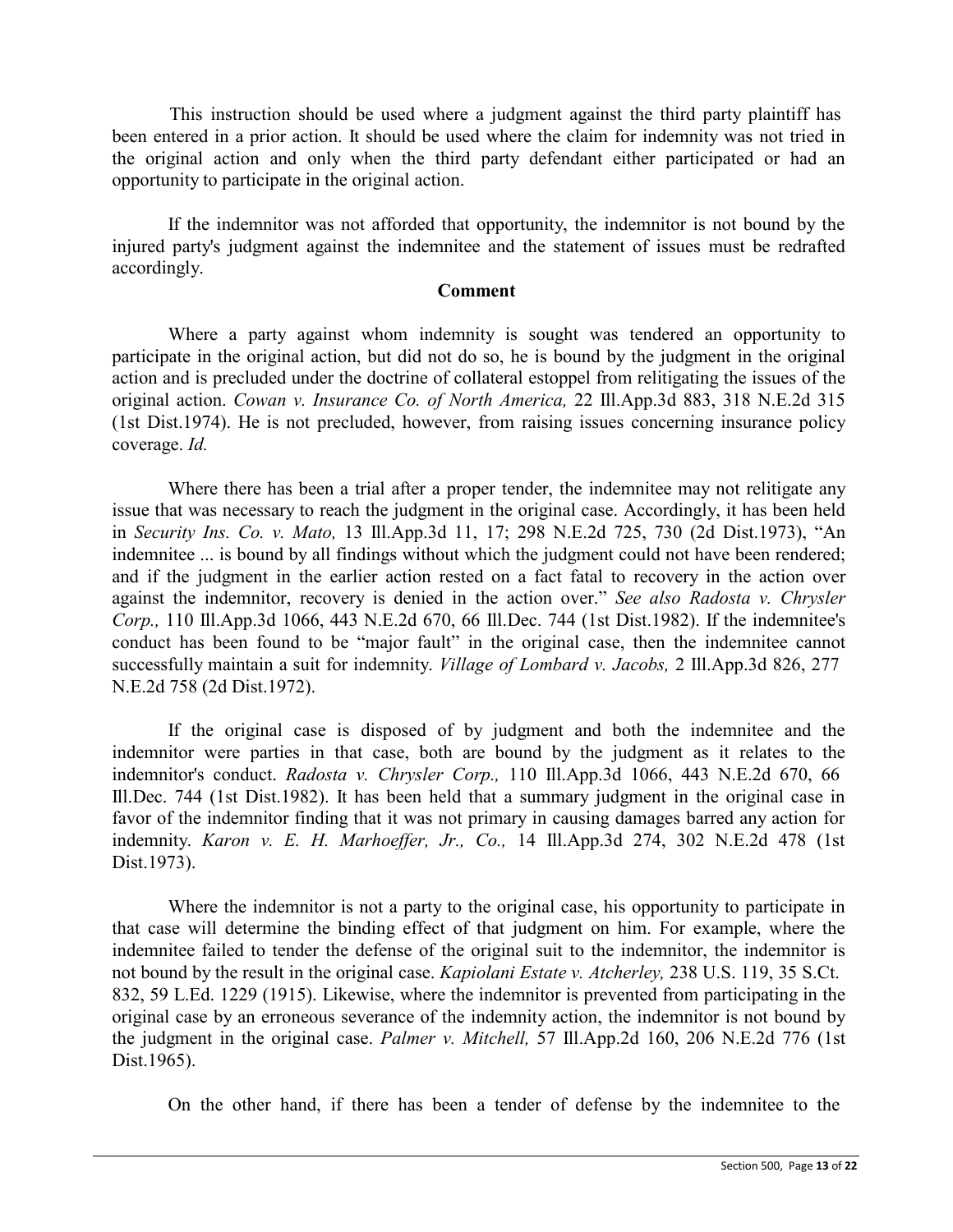This instruction should be used where a judgment against the third party plaintiff has been entered in a prior action. It should be used where the claim for indemnity was not tried in the original action and only when the third party defendant either participated or had an opportunity to participate in the original action.

If the indemnitor was not afforded that opportunity, the indemnitor is not bound by the injured party's judgment against the indemnitee and the statement of issues must be redrafted accordingly.

**Comment**

Where a party against whom indemnity is sought was tendered an opportunity to participate in the original action, but did not do so, he is bound by the judgment in the original action and is precluded under the doctrine of collateral estoppel from relitigating the issues of the original action. *Cowan v. Insurance Co. of North America,* 22 Ill.App.3d 883, 318 N.E.2d 315 (1st Dist.1974). He is not precluded, however, from raising issues concerning insurance policy coverage. *Id.*

Where there has been a trial after a proper tender, the indemnitee may not relitigate any issue that was necessary to reach the judgment in the original case. Accordingly, it has been held in *Security Ins. Co. v. Mato,* 13 Ill.App.3d 11, 17; 298 N.E.2d 725, 730 (2d Dist.1973), "An indemnitee ... is bound by all findings without which the judgment could not have been rendered; and if the judgment in the earlier action rested on a fact fatal to recovery in the action over against the indemnitor, recovery is denied in the action over." *See also Radosta v. Chrysler Corp.,* 110 Ill.App.3d 1066, 443 N.E.2d 670, 66 Ill.Dec. 744 (1st Dist.1982). If the indemnitee's conduct has been found to be "major fault" in the original case, then the indemnitee cannot successfully maintain a suit for indemnity. *Village of Lombard v. Jacobs,* 2 Ill.App.3d 826, 277 N.E.2d 758 (2d Dist.1972).

If the original case is disposed of by judgment and both the indemnitee and the indemnitor were parties in that case, both are bound by the judgment as it relates to the indemnitor's conduct. *Radosta v. Chrysler Corp.,* 110 Ill.App.3d 1066, 443 N.E.2d 670, 66 Ill.Dec. 744 (1st Dist.1982). It has been held that a summary judgment in the original case in favor of the indemnitor finding that it was not primary in causing damages barred any action for indemnity. *Karon v. E. H. Marhoeffer, Jr., Co.,* 14 Ill.App.3d 274, 302 N.E.2d 478 (1st Dist.1973).

Where the indemnitor is not a party to the original case, his opportunity to participate in that case will determine the binding effect of that judgment on him. For example, where the indemnitee failed to tender the defense of the original suit to the indemnitor, the indemnitor is not bound by the result in the original case. *Kapiolani Estate v. Atcherley,* 238 U.S. 119, 35 S.Ct. 832, 59 L.Ed. 1229 (1915). Likewise, where the indemnitor is prevented from participating in the original case by an erroneous severance of the indemnity action, the indemnitor is not bound by the judgment in the original case. *Palmer v. Mitchell,* 57 Ill.App.2d 160, 206 N.E.2d 776 (1st Dist.1965).

On the other hand, if there has been a tender of defense by the indemnitee to the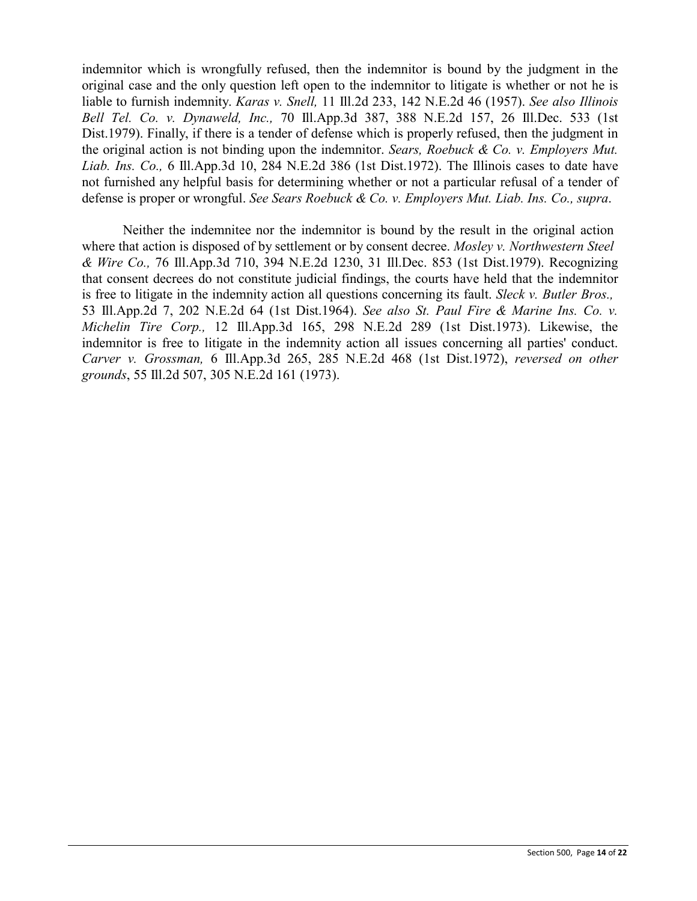indemnitor which is wrongfully refused, then the indemnitor is bound by the judgment in the original case and the only question left open to the indemnitor to litigate is whether or not he is liable to furnish indemnity. *Karas v. Snell,* 11 Ill.2d 233, 142 N.E.2d 46 (1957). *See also Illinois Bell Tel. Co. v. Dynaweld, Inc.,* 70 Ill.App.3d 387, 388 N.E.2d 157, 26 Ill.Dec. 533 (1st Dist.1979). Finally, if there is a tender of defense which is properly refused, then the judgment in the original action is not binding upon the indemnitor. *Sears, Roebuck & Co. v. Employers Mut. Liab. Ins. Co.,* 6 Ill.App.3d 10, 284 N.E.2d 386 (1st Dist.1972). The Illinois cases to date have not furnished any helpful basis for determining whether or not a particular refusal of a tender of defense is proper or wrongful. *See Sears Roebuck & Co. v. Employers Mut. Liab. Ins. Co., supra*.

Neither the indemnitee nor the indemnitor is bound by the result in the original action where that action is disposed of by settlement or by consent decree. *Mosley v. Northwestern Steel & Wire Co.,* 76 Ill.App.3d 710, 394 N.E.2d 1230, 31 Ill.Dec. 853 (1st Dist.1979). Recognizing that consent decrees do not constitute judicial findings, the courts have held that the indemnitor is free to litigate in the indemnity action all questions concerning its fault. *Sleck v. Butler Bros.,* 53 Ill.App.2d 7, 202 N.E.2d 64 (1st Dist.1964). *See also St. Paul Fire & Marine Ins. Co. v. Michelin Tire Corp.,* 12 Ill.App.3d 165, 298 N.E.2d 289 (1st Dist.1973). Likewise, the indemnitor is free to litigate in the indemnity action all issues concerning all parties' conduct. *Carver v. Grossman,* 6 Ill.App.3d 265, 285 N.E.2d 468 (1st Dist.1972), *reversed on other grounds*, 55 Ill.2d 507, 305 N.E.2d 161 (1973).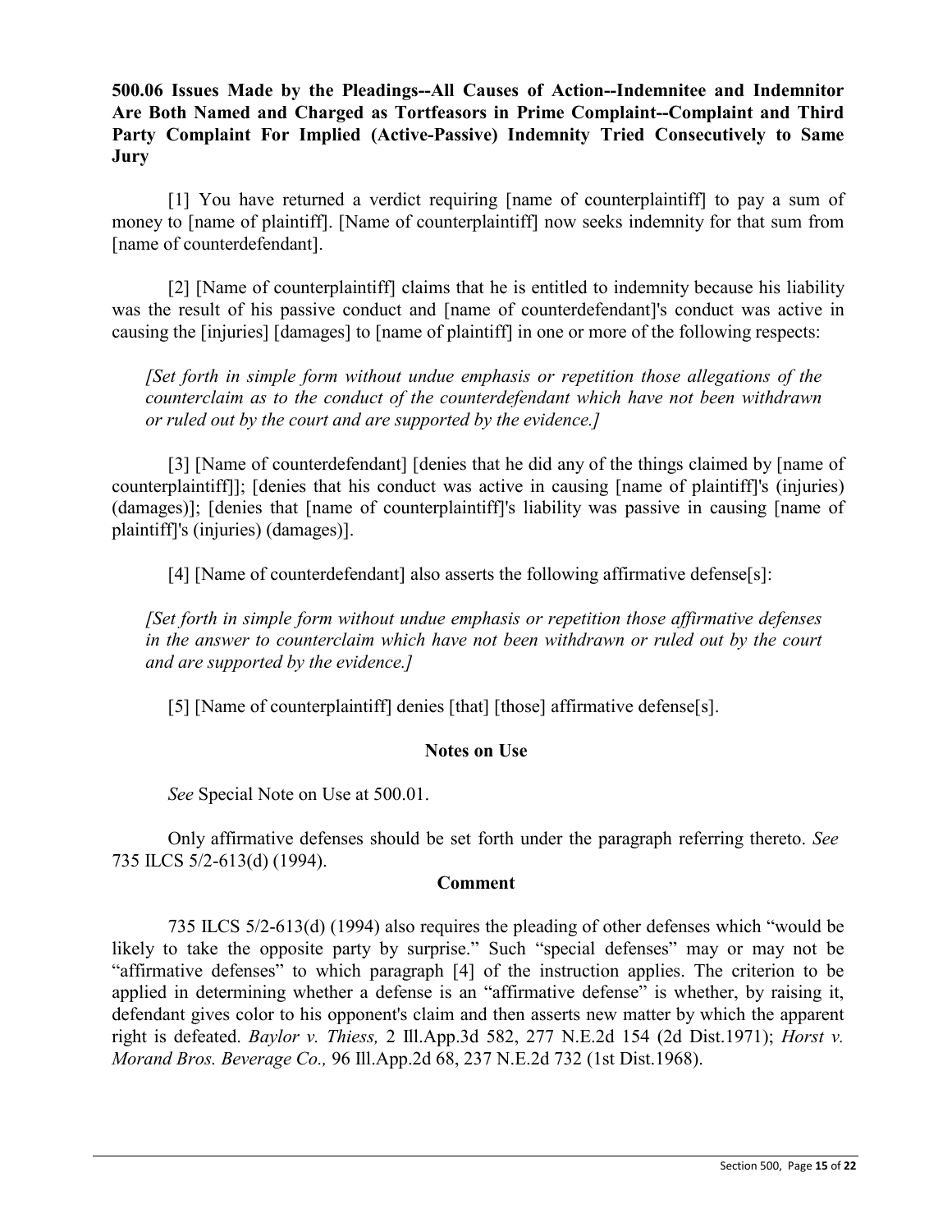**500.06 Issues Made by the Pleadings--All Causes of Action--Indemnitee and Indemnitor Are Both Named and Charged as Tortfeasors in Prime Complaint--Complaint and Third Party Complaint For Implied (Active-Passive) Indemnity Tried Consecutively to Same Jury**

[1] You have returned a verdict requiring [name of counterplaintiff] to pay a sum of money to [name of plaintiff]. [Name of counterplaintiff] now seeks indemnity for that sum from [name of counterdefendant].

[2] [Name of counterplaintiff] claims that he is entitled to indemnity because his liability was the result of his passive conduct and [name of counterdefendant]'s conduct was active in causing the [injuries] [damages] to [name of plaintiff] in one or more of the following respects:

> *[Set forth in simple form without undue emphasis or repetition those allegations of the counterclaim as to the conduct of the counterdefendant which have not been withdrawn or ruled out by the court and are supported by the evidence.]*

[3] [Name of counterdefendant] [denies that he did any of the things claimed by [name of counterplaintiff]]; [denies that his conduct was active in causing [name of plaintiff]'s (injuries) (damages)]; [denies that [name of counterplaintiff]'s liability was passive in causing [name of plaintiff]'s (injuries) (damages)].

[4] [Name of counterdefendant] also asserts the following affirmative defense[s]:

> *[Set forth in simple form without undue emphasis or repetition those affirmative defenses in the answer to counterclaim which have not been withdrawn or ruled out by the court and are supported by the evidence.]*

[5] [Name of counterplaintiff] denies [that] [those] affirmative defense[s].

### Notes on Use

*See* Special Note on Use at 500.01.

Only affirmative defenses should be set forth under the paragraph referring thereto. *See* 735 ILCS 5/2-613(d) (1994).

### Comment

735 ILCS 5/2-613(d) (1994) also requires the pleading of other defenses which "would be likely to take the opposite party by surprise." Such "special defenses" may or may not be "affirmative defenses" to which paragraph [4] of the instruction applies. The criterion to be applied in determining whether a defense is an "affirmative defense" is whether, by raising it, defendant gives color to his opponent's claim and then asserts new matter by which the apparent right is defeated. *Baylor v. Thiess,* 2 Ill.App.3d 582, 277 N.E.2d 154 (2d Dist.1971); *Horst v. Morand Bros. Beverage Co.,* 96 Ill.App.2d 68, 237 N.E.2d 732 (1st Dist.1968).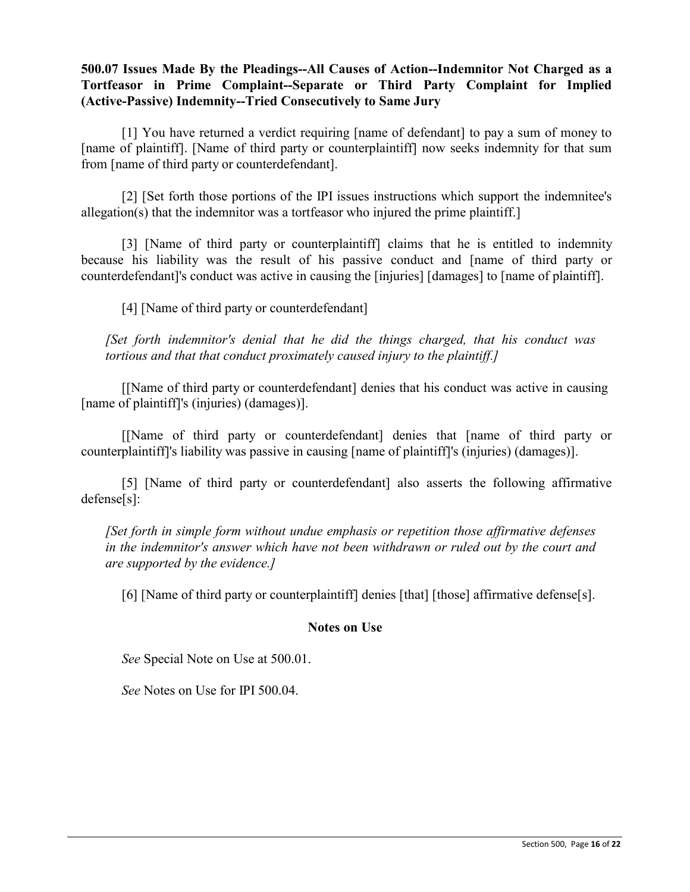**500.07 Issues Made By the Pleadings--All Causes of Action--Indemnitor Not Charged as a Tortfeasor in Prime Complaint--Separate or Third Party Complaint for Implied (Active-Passive) Indemnity--Tried Consecutively to Same Jury**

[1] You have returned a verdict requiring [name of defendant] to pay a sum of money to [name of plaintiff]. [Name of third party or counterplaintiff] now seeks indemnity for that sum from [name of third party or counterdefendant].

[2] [Set forth those portions of the IPI issues instructions which support the indemnitee's allegation(s) that the indemnitor was a tortfeasor who injured the prime plaintiff.]

[3] [Name of third party or counterplaintiff] claims that he is entitled to indemnity because his liability was the result of his passive conduct and [name of third party or counterdefendant]'s conduct was active in causing the [injuries] [damages] to [name of plaintiff].

[4] [Name of third party or counterdefendant]

*[Set forth indemnitor's denial that he did the things charged, that his conduct was tortious and that that conduct proximately caused injury to the plaintiff.]*

[[Name of third party or counterdefendant] denies that his conduct was active in causing [name of plaintiff]'s (injuries) (damages)].

[[Name of third party or counterdefendant] denies that [name of third party or counterplaintiff]'s liability was passive in causing [name of plaintiff]'s (injuries) (damages)].

[5] [Name of third party or counterdefendant] also asserts the following affirmative defense[s]:

*[Set forth in simple form without undue emphasis or repetition those affirmative defenses in the indemnitor's answer which have not been withdrawn or ruled out by the court and are supported by the evidence.]*

[6] [Name of third party or counterplaintiff] denies [that] [those] affirmative defense[s].

**Notes on Use**

*See* Special Note on Use at 500.01.

*See* Notes on Use for IPI 500.04.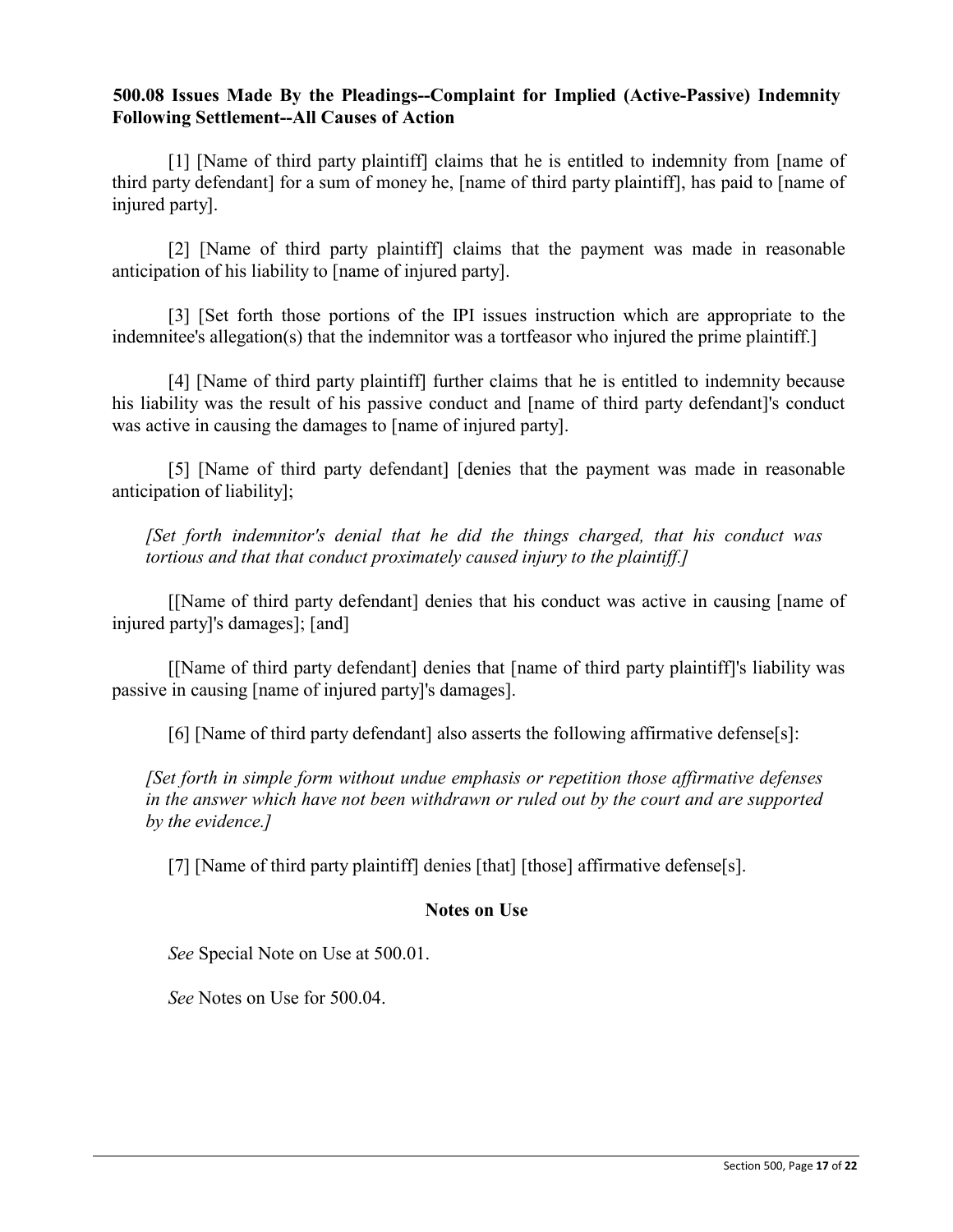**500.08 Issues Made By the Pleadings--Complaint for Implied (Active-Passive) Indemnity Following Settlement--All Causes of Action**

[1] [Name of third party plaintiff] claims that he is entitled to indemnity from [name of third party defendant] for a sum of money he, [name of third party plaintiff], has paid to [name of injured party].

[2] [Name of third party plaintiff] claims that the payment was made in reasonable anticipation of his liability to [name of injured party].

[3] [Set forth those portions of the IPI issues instruction which are appropriate to the indemnitee's allegation(s) that the indemnitor was a tortfeasor who injured the prime plaintiff.]

[4] [Name of third party plaintiff] further claims that he is entitled to indemnity because his liability was the result of his passive conduct and [name of third party defendant]'s conduct was active in causing the damages to [name of injured party].

[5] [Name of third party defendant] [denies that the payment was made in reasonable anticipation of liability];

> *[Set forth indemnitor's denial that he did the things charged, that his conduct was tortious and that that conduct proximately caused injury to the plaintiff.]*

[[Name of third party defendant] denies that his conduct was active in causing [name of injured party]'s damages]; [and]

[[Name of third party defendant] denies that [name of third party plaintiff]'s liability was passive in causing [name of injured party]'s damages].

[6] [Name of third party defendant] also asserts the following affirmative defense[s]:

> *[Set forth in simple form without undue emphasis or repetition those affirmative defenses in the answer which have not been withdrawn or ruled out by the court and are supported by the evidence.]*

[7] [Name of third party plaintiff] denies [that] [those] affirmative defense[s].

## Notes on Use

*See* Special Note on Use at 500.01.

*See* Notes on Use for 500.04.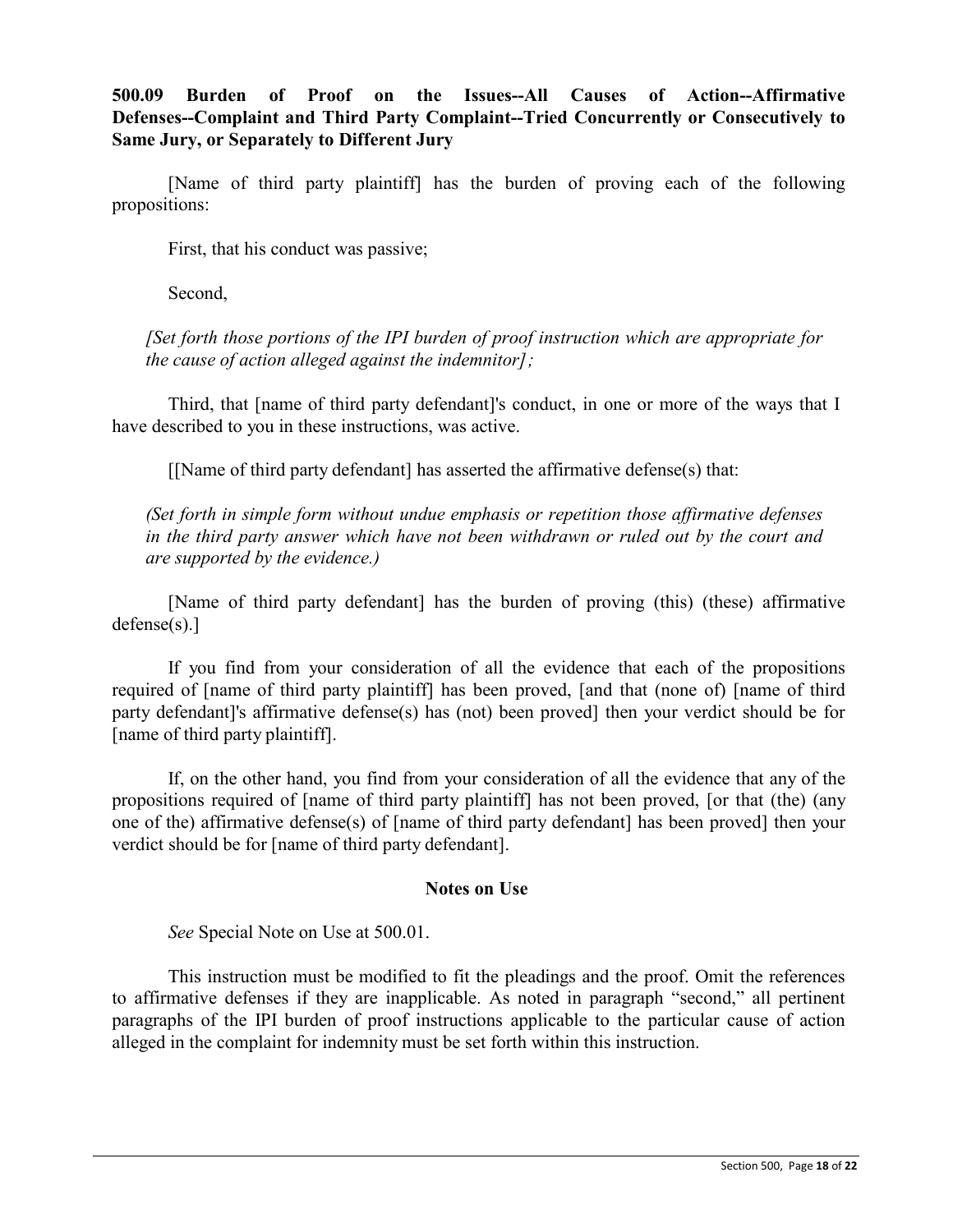**500.09 Burden of Proof on the Issues--All Causes of Action--Affirmative Defenses--Complaint and Third Party Complaint--Tried Concurrently or Consecutively to Same Jury, or Separately to Different Jury**

[Name of third party plaintiff] has the burden of proving each of the following propositions:

First, that his conduct was passive;

Second,

*[Set forth those portions of the IPI burden of proof instruction which are appropriate for the cause of action alleged against the indemnitor];*

Third, that [name of third party defendant]'s conduct, in one or more of the ways that I have described to you in these instructions, was active.

[[Name of third party defendant] has asserted the affirmative defense(s) that:

*(Set forth in simple form without undue emphasis or repetition those affirmative defenses in the third party answer which have not been withdrawn or ruled out by the court and are supported by the evidence.)*

[Name of third party defendant] has the burden of proving (this) (these) affirmative defense(s).]

If you find from your consideration of all the evidence that each of the propositions required of [name of third party plaintiff] has been proved, [and that (none of) [name of third party defendant]'s affirmative defense(s) has (not) been proved] then your verdict should be for [name of third party plaintiff].

If, on the other hand, you find from your consideration of all the evidence that any of the propositions required of [name of third party plaintiff] has not been proved, [or that (the) (any one of the) affirmative defense(s) of [name of third party defendant] has been proved] then your verdict should be for [name of third party defendant].

**Notes on Use**

*See* Special Note on Use at 500.01.

This instruction must be modified to fit the pleadings and the proof. Omit the references to affirmative defenses if they are inapplicable. As noted in paragraph "second," all pertinent paragraphs of the IPI burden of proof instructions applicable to the particular cause of action alleged in the complaint for indemnity must be set forth within this instruction.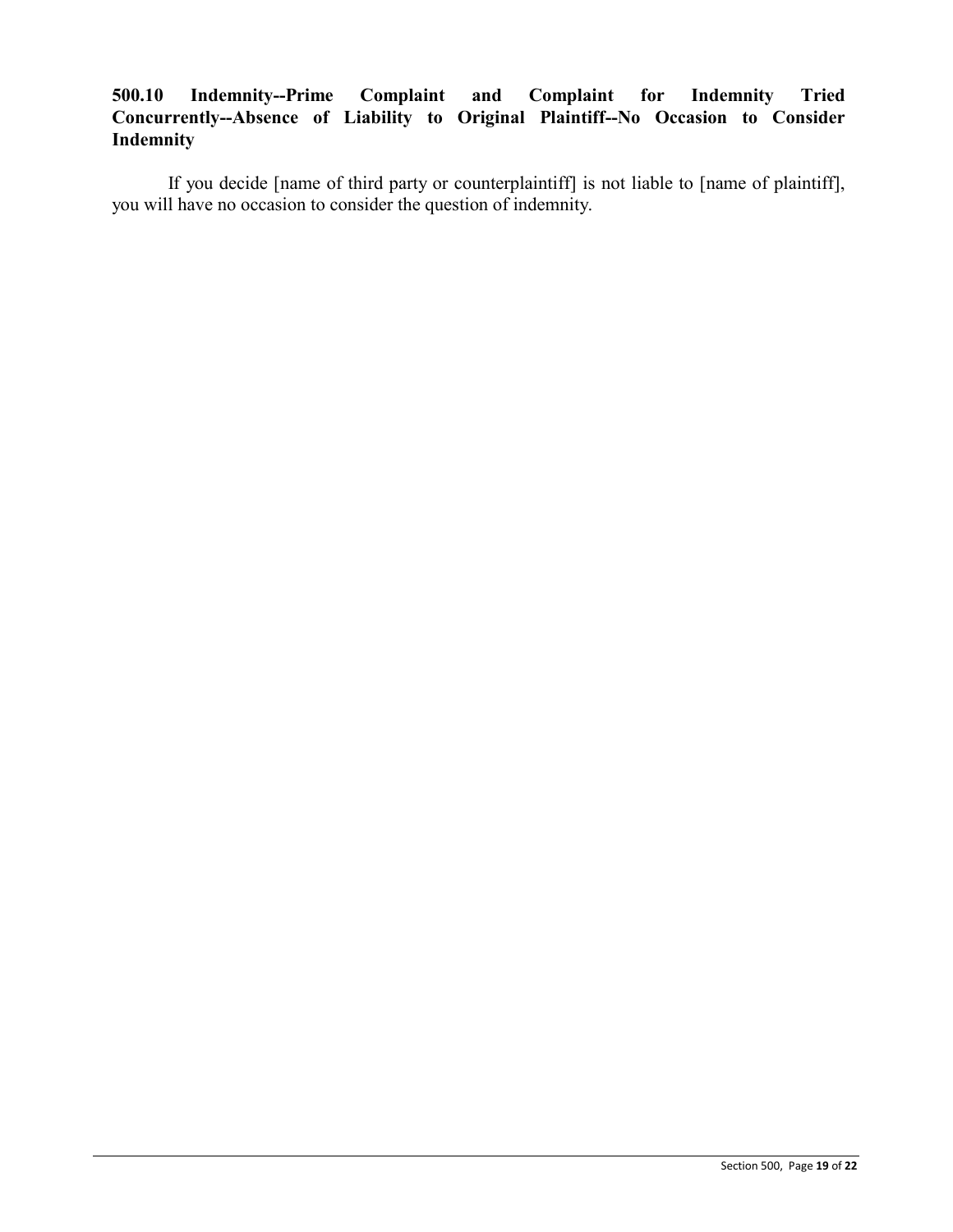### 500.10 Indemnity--Prime Complaint and Complaint for Indemnity Tried Concurrently--Absence of Liability to Original Plaintiff--No Occasion to Consider Indemnity

If you decide [name of third party or counterplaintiff] is not liable to [name of plaintiff], you will have no occasion to consider the question of indemnity.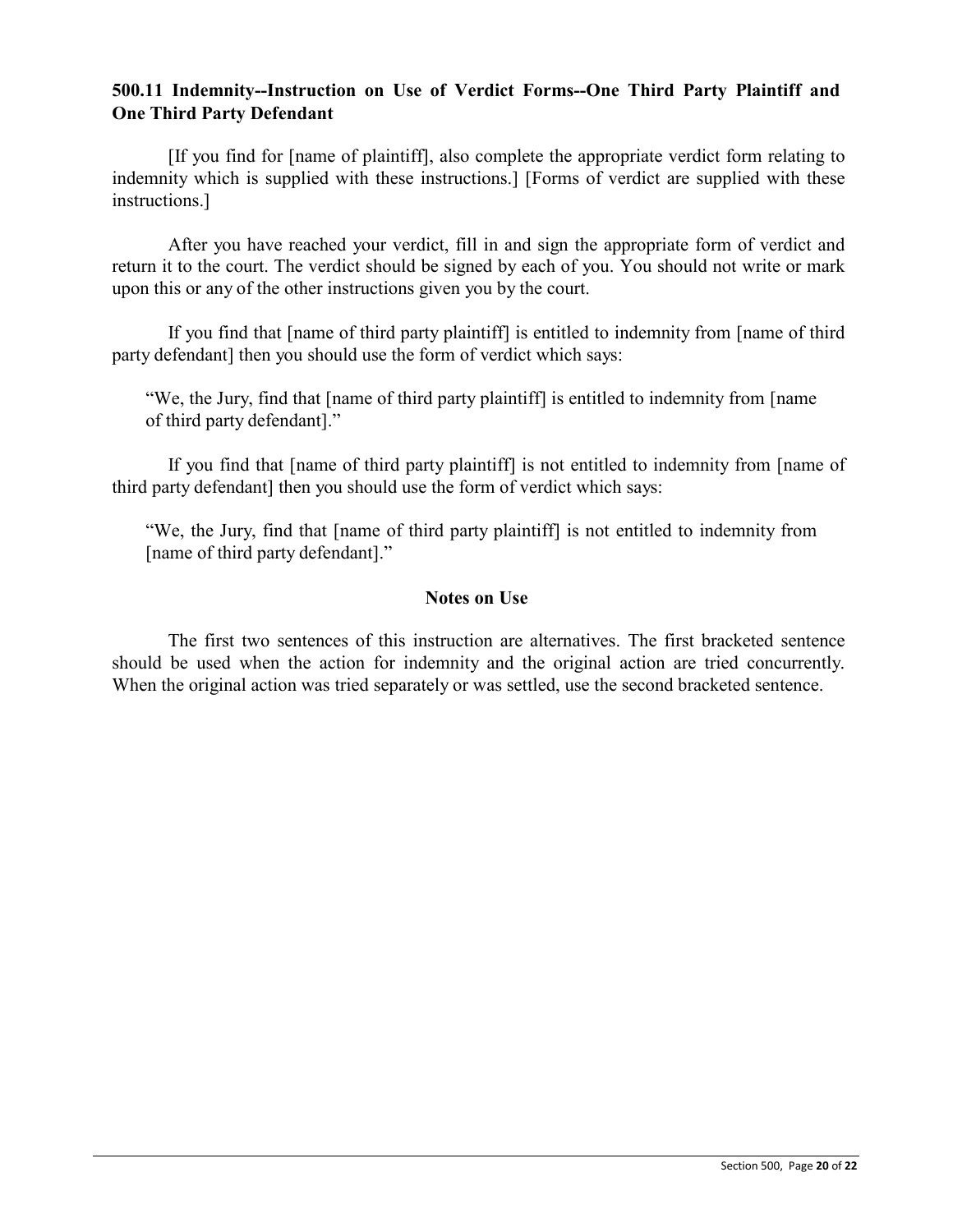### 500.11 Indemnity--Instruction on Use of Verdict Forms--One Third Party Plaintiff and One Third Party Defendant

[If you find for [name of plaintiff], also complete the appropriate verdict form relating to indemnity which is supplied with these instructions.] [Forms of verdict are supplied with these instructions.]

After you have reached your verdict, fill in and sign the appropriate form of verdict and return it to the court. The verdict should be signed by each of you. You should not write or mark upon this or any of the other instructions given you by the court.

If you find that [name of third party plaintiff] is entitled to indemnity from [name of third party defendant] then you should use the form of verdict which says:

> "We, the Jury, find that [name of third party plaintiff] is entitled to indemnity from [name of third party defendant]."

If you find that [name of third party plaintiff] is not entitled to indemnity from [name of third party defendant] then you should use the form of verdict which says:

> "We, the Jury, find that [name of third party plaintiff] is not entitled to indemnity from [name of third party defendant]."

#### Notes on Use

The first two sentences of this instruction are alternatives. The first bracketed sentence should be used when the action for indemnity and the original action are tried concurrently. When the original action was tried separately or was settled, use the second bracketed sentence.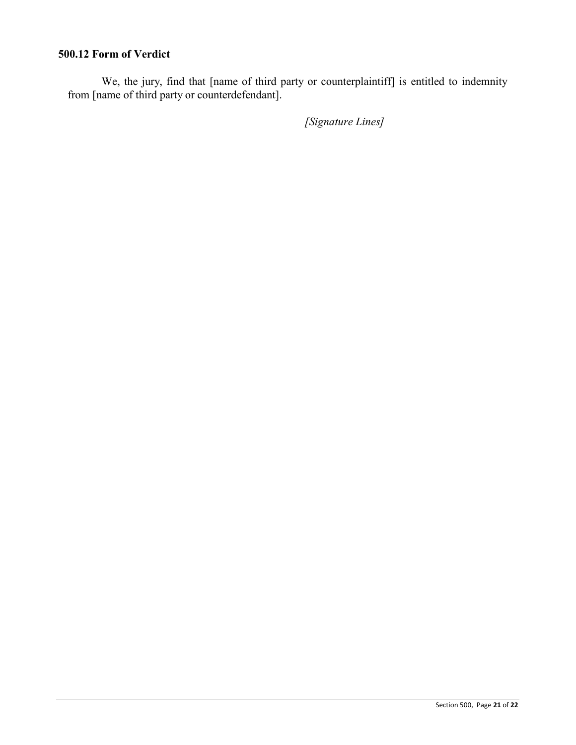### 500.12 Form of Verdict

We, the jury, find that [name of third party or counterplaintiff] is entitled to indemnity from [name of third party or counterdefendant].

*[Signature Lines]*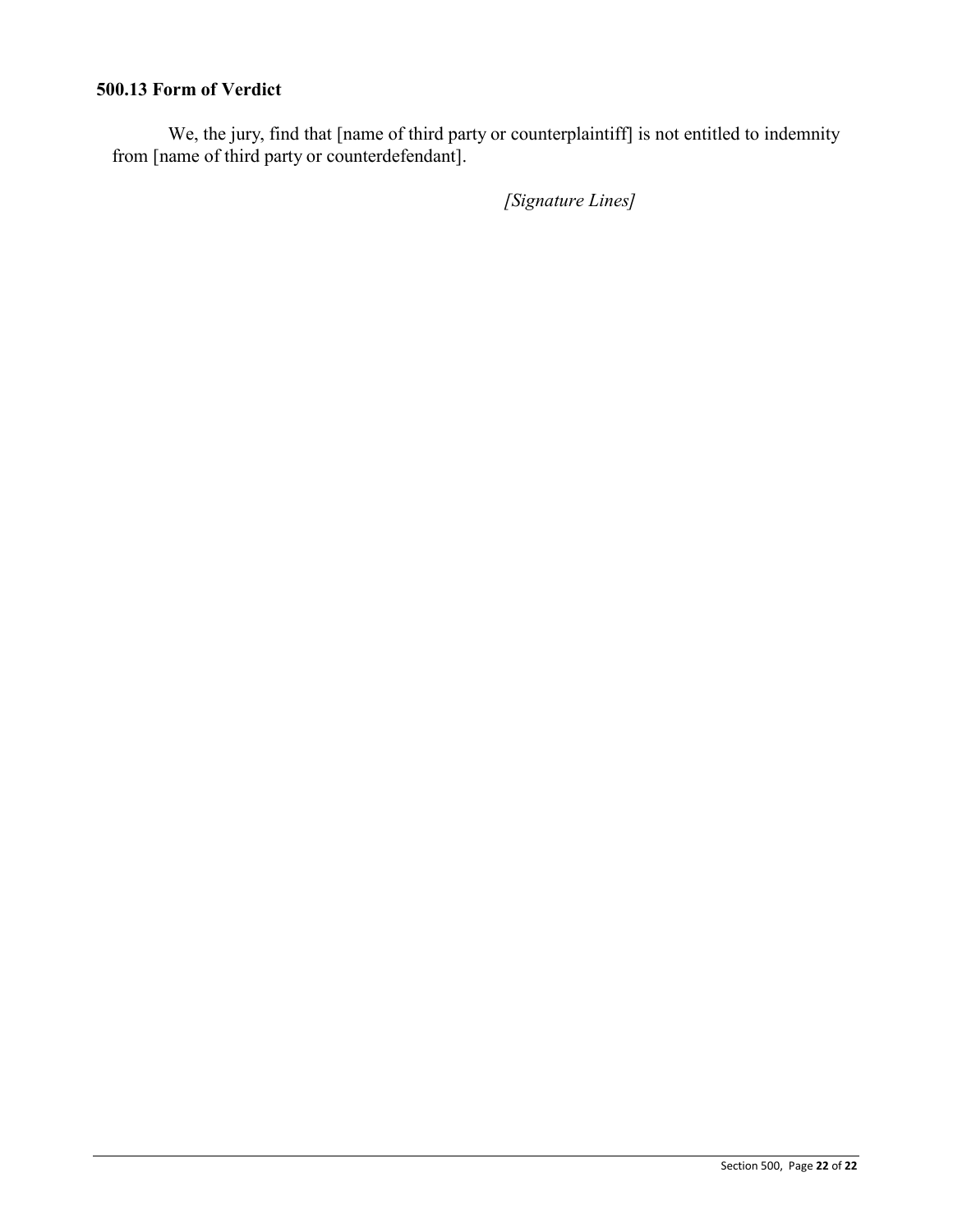### 500.13 Form of Verdict

We, the jury, find that [name of third party or counterplaintiff] is not entitled to indemnity from [name of third party or counterdefendant].

*[Signature Lines]*